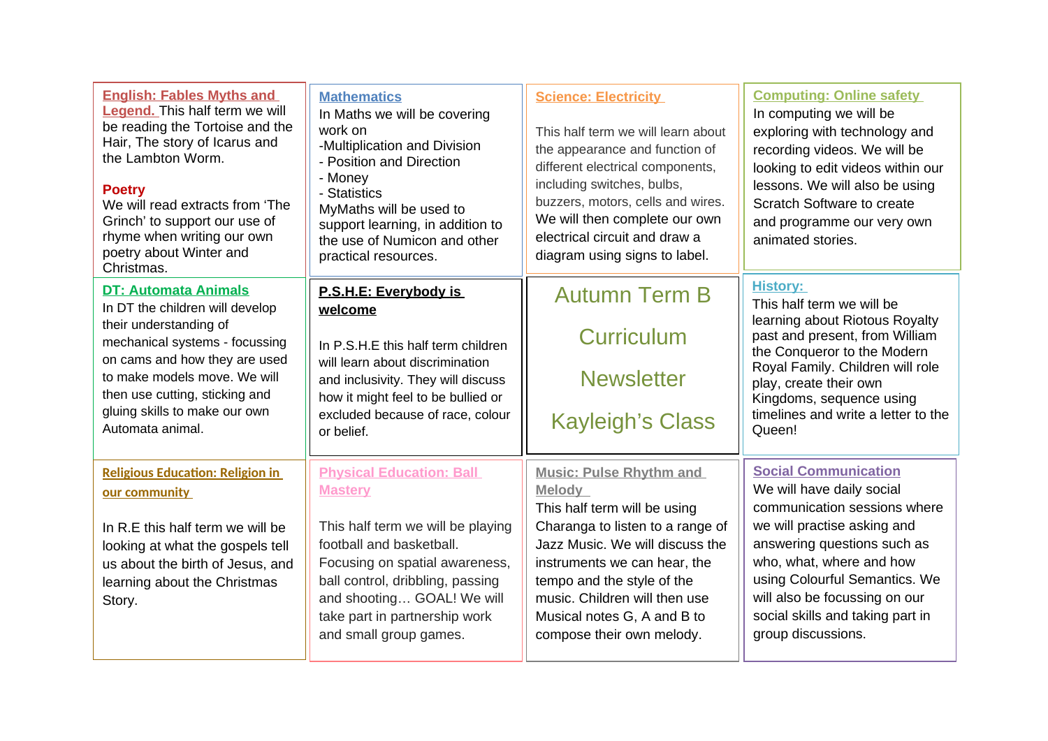# Autumn Term B Curriculum Newsletter

## Kayleigh's Class

### English: Fables Myths and Legend.

This half term we will be reading the Tortoise and the Hair, The story of Icarus and the Lambton Worm.

**Poetry**

We will read extracts from 'The Grinch' to support our use of rhyme when writing our own poetry about Winter and Christmas.

### Mathematics

In Maths we will be covering work on

- Multiplication and Division
- Position and Direction
- Money
- Statistics

MyMaths will be used to support learning, in addition to the use of Numicon and other practical resources.

### Science: Electricity

This half term we will learn about the appearance and function of different electrical components, including switches, bulbs, buzzers, motors, cells and wires. We will then complete our own electrical circuit and draw a diagram using signs to label.

### Computing: Online safety

In computing we will be exploring with technology and recording videos. We will be looking to edit videos within our lessons. We will also be using Scratch Software to create and programme our very own animated stories.

### DT: Automata Animals

In DT the children will develop their understanding of mechanical systems - focussing on cams and how they are used to make models move. We will then use cutting, sticking and gluing skills to make our own Automata animal.

### P.S.H.E: Everybody is welcome

In P.S.H.E this half term children will learn about discrimination and inclusivity. They will discuss how it might feel to be bullied or excluded because of race, colour or belief.

### History:

This half term we will be learning about Riotous Royalty past and present, from William the Conqueror to the Modern Royal Family. Children will role play, create their own Kingdoms, sequence using timelines and write a letter to the Queen!

### Religious Education: Religion in our community

In R.E this half term we will be looking at what the gospels tell us about the birth of Jesus, and learning about the Christmas Story.

### Physical Education: Ball Mastery

This half term we will be playing football and basketball. Focusing on spatial awareness, ball control, dribbling, passing and shooting… GOAL! We will take part in partnership work and small group games.

### Music: Pulse Rhythm and Melody

This half term will be using Charanga to listen to a range of Jazz Music. We will discuss the instruments we can hear, the tempo and the style of the music. Children will then use Musical notes G, A and B to compose their own melody.

### Social Communication

We will have daily social communication sessions where we will practise asking and answering questions such as who, what, where and how using Colourful Semantics. We will also be focussing on our social skills and taking part in group discussions.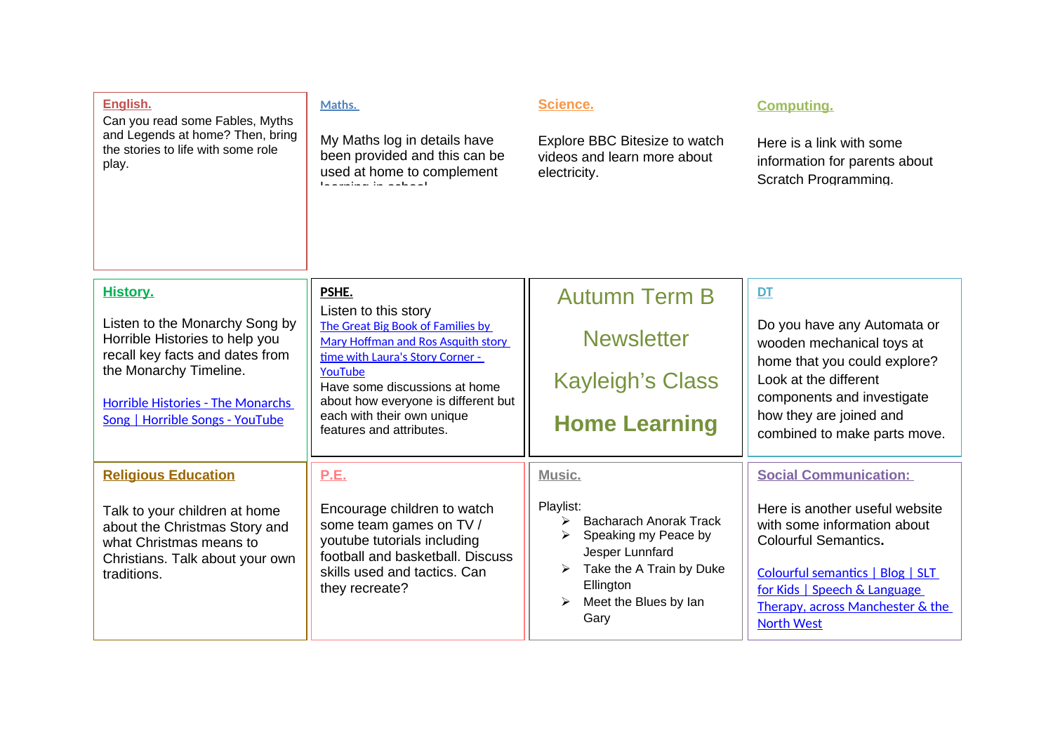# Autumn Term B

# Newsletter

# Kayleigh's Class

# Home Learning

## English.

Can you read some Fables, Myths and Legends at home? Then, bring the stories to life with some role play.

## Maths.

My Maths log in details have been provided and this can be used at home to complement learning in school.

## Science.

Explore BBC Bitesize to watch videos and learn more about electricity.

## Computing.

Here is a link with some information for parents about Scratch Programming.

## History.

Listen to the Monarchy Song by Horrible Histories to help you recall key facts and dates from the Monarchy Timeline.

Horrible Histories - The Monarchs Song | Horrible Songs - YouTube

## PSHE.

Listen to this story

The Great Big Book of Families by Mary Hoffman and Ros Asquith story time with Laura's Story Corner - YouTube

Have some discussions at home about how everyone is different but each with their own unique features and attributes.

## DT

Do you have any Automata or wooden mechanical toys at home that you could explore? Look at the different components and investigate how they are joined and combined to make parts move.

## Religious Education

Talk to your children at home about the Christmas Story and what Christmas means to Christians. Talk about your own traditions.

## P.E.

Encourage children to watch some team games on TV / youtube tutorials including football and basketball. Discuss skills used and tactics. Can they recreate?

## Music.

Playlist:

- Bacharach Anorak Track
- Speaking my Peace by Jesper Lunnfard
- Take the A Train by Duke Ellington
- Meet the Blues by Ian Gary

## Social Communication:

Here is another useful website with some information about Colourful Semantics**.**

Colourful semantics | Blog | SLT for Kids | Speech & Language Therapy, across Manchester & the North West